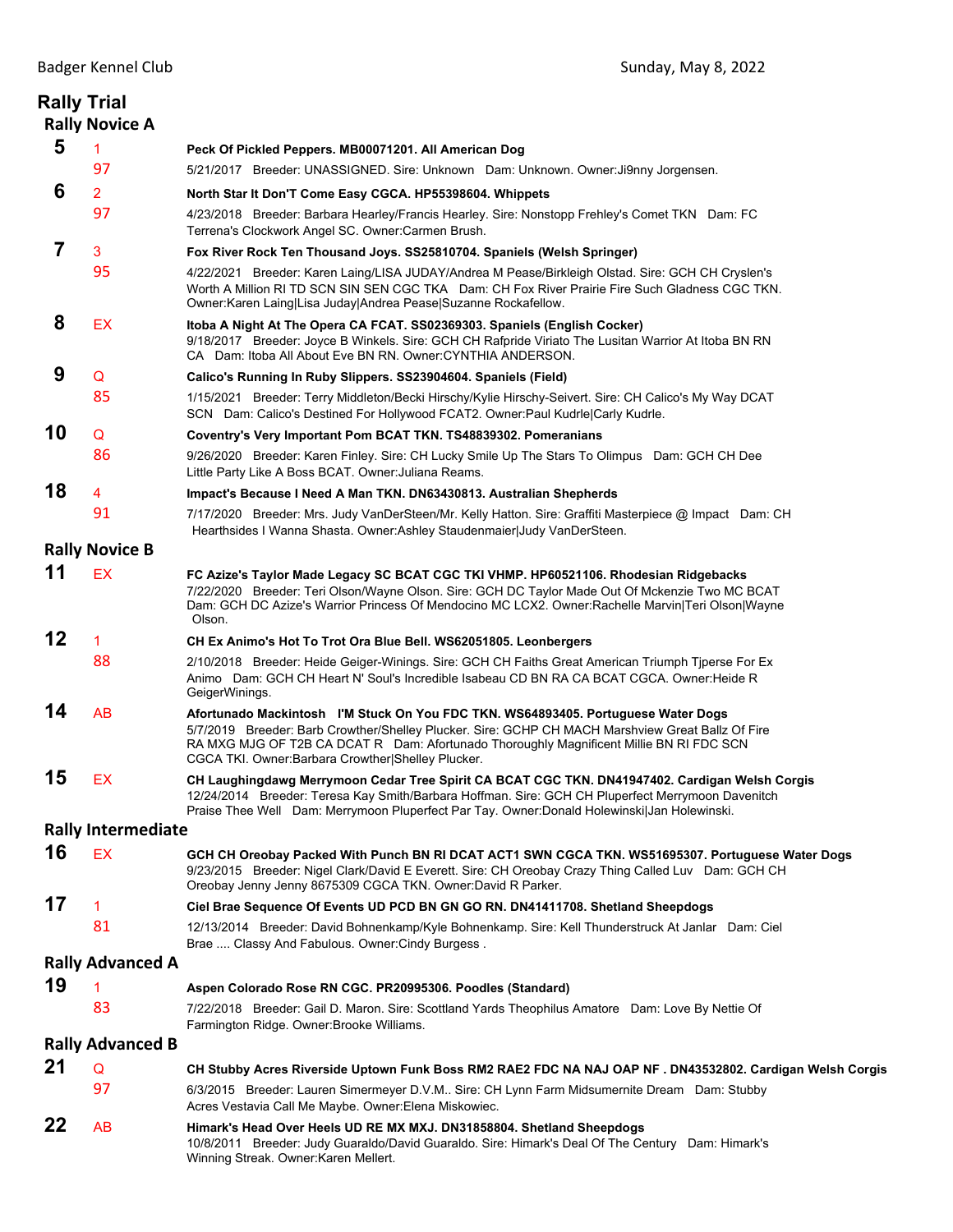Badger Kennel Club Sunday, May 8, 2022

# Rally Trial

## Rally Novice A

**5** 1 / 97
**Peck Of Pickled Peppers. MB00071201. All American Dog**
5/21/2017 Breeder: UNASSIGNED. Sire: Unknown Dam: Unknown. Owner:Ji9nny Jorgensen.

**6** 2 / 97
**North Star It Don'T Come Easy CGCA. HP55398604. Whippets**
4/23/2018 Breeder: Barbara Hearley/Francis Hearley. Sire: Nonstopp Frehley's Comet TKN Dam: FC Terrena's Clockwork Angel SC. Owner:Carmen Brush.

**7** 3 / 95
**Fox River Rock Ten Thousand Joys. SS25810704. Spaniels (Welsh Springer)**
4/22/2021 Breeder: Karen Laing/LISA JUDAY/Andrea M Pease/Birkleigh Olstad. Sire: GCH CH Cryslen's Worth A Million RI TD SCN SIN SEN CGC TKA Dam: CH Fox River Prairie Fire Such Gladness CGC TKN. Owner:Karen Laing|Lisa Juday|Andrea Pease|Suzanne Rockafellow.

**8** EX
**Itoba A Night At The Opera CA FCAT. SS02369303. Spaniels (English Cocker)**
9/18/2017 Breeder: Joyce B Winkels. Sire: GCH CH Rafpride Viriato The Lusitan Warrior At Itoba BN RN CA Dam: Itoba All About Eve BN RN. Owner:CYNTHIA ANDERSON.

**9** Q / 85
**Calico's Running In Ruby Slippers. SS23904604. Spaniels (Field)**
1/15/2021 Breeder: Terry Middleton/Becki Hirschy/Kylie Hirschy-Seivert. Sire: CH Calico's My Way DCAT SCN Dam: Calico's Destined For Hollywood FCAT2. Owner:Paul Kudrle|Carly Kudrle.

**10** Q / 86
**Coventry's Very Important Pom BCAT TKN. TS48839302. Pomeranians**
9/26/2020 Breeder: Karen Finley. Sire: CH Lucky Smile Up The Stars To Olimpus Dam: GCH CH Dee Little Party Like A Boss BCAT. Owner:Juliana Reams.

**18** 4 / 91
**Impact's Because I Need A Man TKN. DN63430813. Australian Shepherds**
7/17/2020 Breeder: Mrs. Judy VanDerSteen/Mr. Kelly Hatton. Sire: Graffiti Masterpiece @ Impact Dam: CH Hearthsides I Wanna Shasta. Owner:Ashley Staudenmaier|Judy VanDerSteen.

## Rally Novice B

**11** EX
**FC Azize's Taylor Made Legacy SC BCAT CGC TKI VHMP. HP60521106. Rhodesian Ridgebacks**
7/22/2020 Breeder: Teri Olson/Wayne Olson. Sire: GCH DC Taylor Made Out Of Mckenzie Two MC BCAT Dam: GCH DC Azize's Warrior Princess Of Mendocino MC LCX2. Owner:Rachelle Marvin|Teri Olson|Wayne Olson.

**12** 1 / 88
**CH Ex Animo's Hot To Trot Ora Blue Bell. WS62051805. Leonbergers**
2/10/2018 Breeder: Heide Geiger-Winings. Sire: GCH CH Faiths Great American Triumph Tjperse For Ex Animo Dam: GCH CH Heart N' Soul's Incredible Isabeau CD BN RA CA BCAT CGCA. Owner:Heide R GeigerWinings.

**14** AB
**Afortunado Mackintosh I'M Stuck On You FDC TKN. WS64893405. Portuguese Water Dogs**
5/7/2019 Breeder: Barb Crowther/Shelley Plucker. Sire: GCHP CH MACH Marshview Great Ballz Of Fire RA MXG MJG OF T2B CA DCAT R Dam: Afortunado Thoroughly Magnificent Millie BN RI FDC SCN CGCA TKI. Owner:Barbara Crowther|Shelley Plucker.

**15** EX
**CH Laughingdawg Merrymoon Cedar Tree Spirit CA BCAT CGC TKN. DN41947402. Cardigan Welsh Corgis**
12/24/2014 Breeder: Teresa Kay Smith/Barbara Hoffman. Sire: GCH CH Pluperfect Merrymoon Davenitch Praise Thee Well Dam: Merrymoon Pluperfect Par Tay. Owner:Donald Holewinski|Jan Holewinski.

## Rally Intermediate

**16** EX
**GCH CH Oreobay Packed With Punch BN RI DCAT ACT1 SWN CGCA TKN. WS51695307. Portuguese Water Dogs**
9/23/2015 Breeder: Nigel Clark/David E Everett. Sire: CH Oreobay Crazy Thing Called Luv Dam: GCH CH Oreobay Jenny Jenny 8675309 CGCA TKN. Owner:David R Parker.

**17** 1 / 81
**Ciel Brae Sequence Of Events UD PCD BN GN GO RN. DN41411708. Shetland Sheepdogs**
12/13/2014 Breeder: David Bohnenkamp/Kyle Bohnenkamp. Sire: Kell Thunderstruck At Janlar Dam: Ciel Brae .... Classy And Fabulous. Owner:Cindy Burgess .

## Rally Advanced A

**19** 1 / 83
**Aspen Colorado Rose RN CGC. PR20995306. Poodles (Standard)**
7/22/2018 Breeder: Gail D. Maron. Sire: Scottland Yards Theophilus Amatore Dam: Love By Nettie Of Farmington Ridge. Owner:Brooke Williams.

## Rally Advanced B

**21** Q / 97
**CH Stubby Acres Riverside Uptown Funk Boss RM2 RAE2 FDC NA NAJ OAP NF . DN43532802. Cardigan Welsh Corgis**
6/3/2015 Breeder: Lauren Simermeyer D.V.M.. Sire: CH Lynn Farm Midsumernite Dream Dam: Stubby Acres Vestavia Call Me Maybe. Owner:Elena Miskowiec.

**22** AB
**Himark's Head Over Heels UD RE MX MXJ. DN31858804. Shetland Sheepdogs**
10/8/2011 Breeder: Judy Guaraldo/David Guaraldo. Sire: Himark's Deal Of The Century Dam: Himark's Winning Streak. Owner:Karen Mellert.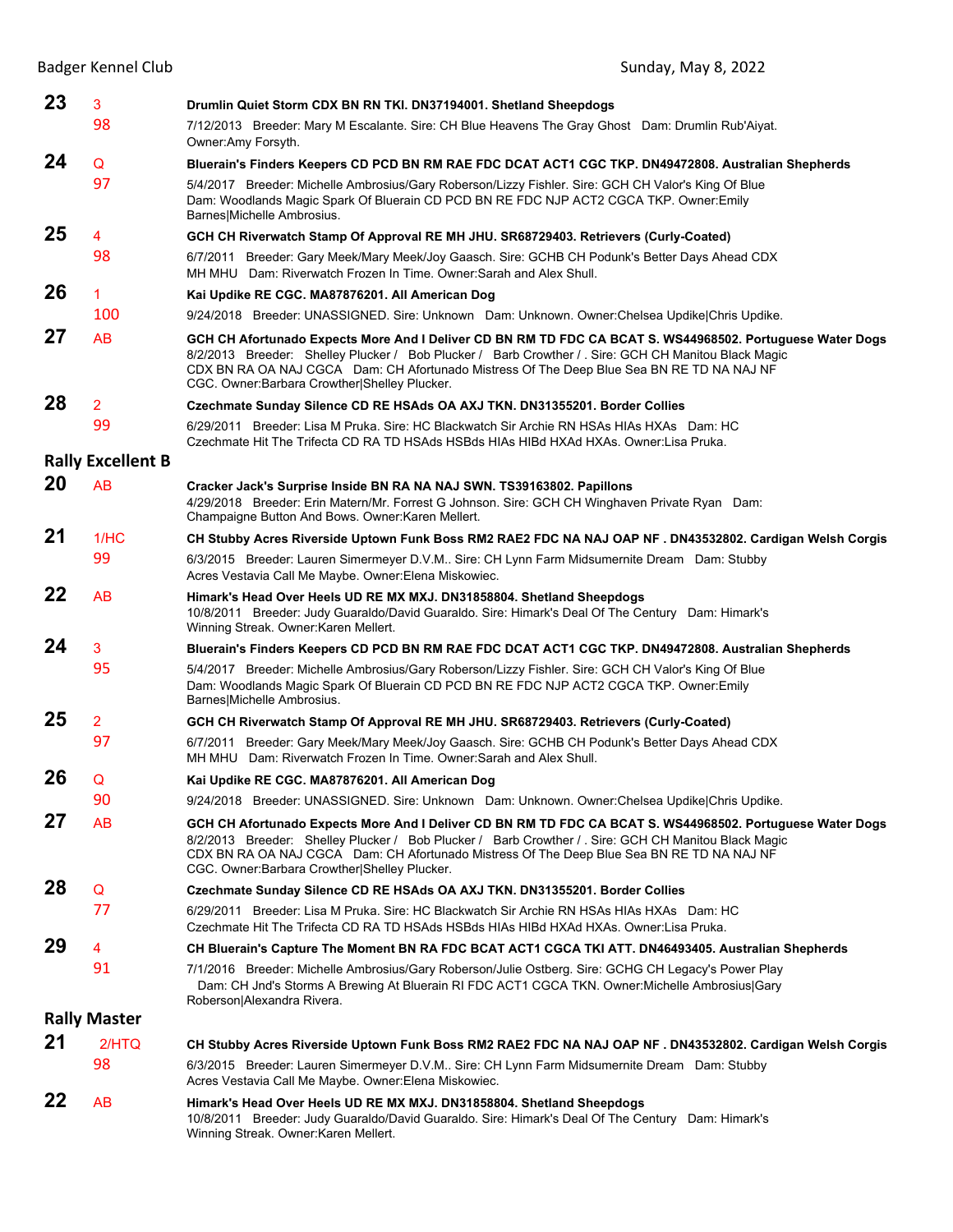**23** 3 **Drumlin Quiet Storm CDX BN RN TKI. DN37194001. Shetland Sheepdogs**
98 7/12/2013 Breeder: Mary M Escalante. Sire: CH Blue Heavens The Gray Ghost Dam: Drumlin Rub'Aiyat. Owner:Amy Forsyth.

**24** Q **Bluerain's Finders Keepers CD PCD BN RM RAE FDC DCAT ACT1 CGC TKP. DN49472808. Australian Shepherds**
97 5/4/2017 Breeder: Michelle Ambrosius/Gary Roberson/Lizzy Fishler. Sire: GCH CH Valor's King Of Blue Dam: Woodlands Magic Spark Of Bluerain CD PCD BN RE FDC NJP ACT2 CGCA TKP. Owner:Emily Barnes|Michelle Ambrosius.

**25** 4 **GCH CH Riverwatch Stamp Of Approval RE MH JHU. SR68729403. Retrievers (Curly-Coated)**
98 6/7/2011 Breeder: Gary Meek/Mary Meek/Joy Gaasch. Sire: GCHB CH Podunk's Better Days Ahead CDX MH MHU Dam: Riverwatch Frozen In Time. Owner:Sarah and Alex Shull.

**26** 1 **Kai Updike RE CGC. MA87876201. All American Dog**
100 9/24/2018 Breeder: UNASSIGNED. Sire: Unknown Dam: Unknown. Owner:Chelsea Updike|Chris Updike.

**27** AB **GCH CH Afortunado Expects More And I Deliver CD BN RM TD FDC CA BCAT S. WS44968502. Portuguese Water Dogs**
8/2/2013 Breeder: Shelley Plucker / Bob Plucker / Barb Crowther / . Sire: GCH CH Manitou Black Magic CDX BN RA OA NAJ CGCA Dam: CH Afortunado Mistress Of The Deep Blue Sea BN RE TD NA NAJ NF CGC. Owner:Barbara Crowther|Shelley Plucker.

**28** 2 **Czechmate Sunday Silence CD RE HSAds OA AXJ TKN. DN31355201. Border Collies**
99 6/29/2011 Breeder: Lisa M Pruka. Sire: HC Blackwatch Sir Archie RN HSAs HIAs HXAs Dam: HC Czechmate Hit The Trifecta CD RA TD HSAds HSBds HIAs HIBd HXAd HXAs. Owner:Lisa Pruka.

## Rally Excellent B

**20** AB **Cracker Jack's Surprise Inside BN RA NA NAJ SWN. TS39163802. Papillons**
4/29/2018 Breeder: Erin Matern/Mr. Forrest G Johnson. Sire: GCH CH Winghaven Private Ryan Dam: Champaigne Button And Bows. Owner:Karen Mellert.

**21** 1/HC **CH Stubby Acres Riverside Uptown Funk Boss RM2 RAE2 FDC NA NAJ OAP NF . DN43532802. Cardigan Welsh Corgis**
99 6/3/2015 Breeder: Lauren Simermeyer D.V.M.. Sire: CH Lynn Farm Midsumernite Dream Dam: Stubby Acres Vestavia Call Me Maybe. Owner:Elena Miskowiec.

**22** AB **Himark's Head Over Heels UD RE MX MXJ. DN31858804. Shetland Sheepdogs**
10/8/2011 Breeder: Judy Guaraldo/David Guaraldo. Sire: Himark's Deal Of The Century Dam: Himark's Winning Streak. Owner:Karen Mellert.

**24** 3 **Bluerain's Finders Keepers CD PCD BN RM RAE FDC DCAT ACT1 CGC TKP. DN49472808. Australian Shepherds**
95 5/4/2017 Breeder: Michelle Ambrosius/Gary Roberson/Lizzy Fishler. Sire: GCH CH Valor's King Of Blue Dam: Woodlands Magic Spark Of Bluerain CD PCD BN RE FDC NJP ACT2 CGCA TKP. Owner:Emily Barnes|Michelle Ambrosius.

**25** 2 **GCH CH Riverwatch Stamp Of Approval RE MH JHU. SR68729403. Retrievers (Curly-Coated)**
97 6/7/2011 Breeder: Gary Meek/Mary Meek/Joy Gaasch. Sire: GCHB CH Podunk's Better Days Ahead CDX MH MHU Dam: Riverwatch Frozen In Time. Owner:Sarah and Alex Shull.

**26** Q **Kai Updike RE CGC. MA87876201. All American Dog**
90 9/24/2018 Breeder: UNASSIGNED. Sire: Unknown Dam: Unknown. Owner:Chelsea Updike|Chris Updike.

**27** AB **GCH CH Afortunado Expects More And I Deliver CD BN RM TD FDC CA BCAT S. WS44968502. Portuguese Water Dogs**
8/2/2013 Breeder: Shelley Plucker / Bob Plucker / Barb Crowther / . Sire: GCH CH Manitou Black Magic CDX BN RA OA NAJ CGCA Dam: CH Afortunado Mistress Of The Deep Blue Sea BN RE TD NA NAJ NF CGC. Owner:Barbara Crowther|Shelley Plucker.

**28** Q **Czechmate Sunday Silence CD RE HSAds OA AXJ TKN. DN31355201. Border Collies**
77 6/29/2011 Breeder: Lisa M Pruka. Sire: HC Blackwatch Sir Archie RN HSAs HIAs HXAs Dam: HC Czechmate Hit The Trifecta CD RA TD HSAds HSBds HIAs HIBd HXAd HXAs. Owner:Lisa Pruka.

**29** 4 **CH Bluerain's Capture The Moment BN RA FDC BCAT ACT1 CGCA TKI ATT. DN46493405. Australian Shepherds**
91 7/1/2016 Breeder: Michelle Ambrosius/Gary Roberson/Julie Ostberg. Sire: GCHG CH Legacy's Power Play Dam: CH Jnd's Storms A Brewing At Bluerain RI FDC ACT1 CGCA TKN. Owner:Michelle Ambrosius|Gary Roberson|Alexandra Rivera.

## Rally Master

**21** 2/HTQ **CH Stubby Acres Riverside Uptown Funk Boss RM2 RAE2 FDC NA NAJ OAP NF . DN43532802. Cardigan Welsh Corgis**
98 6/3/2015 Breeder: Lauren Simermeyer D.V.M.. Sire: CH Lynn Farm Midsumernite Dream Dam: Stubby Acres Vestavia Call Me Maybe. Owner:Elena Miskowiec.

**22** AB **Himark's Head Over Heels UD RE MX MXJ. DN31858804. Shetland Sheepdogs**
10/8/2011 Breeder: Judy Guaraldo/David Guaraldo. Sire: Himark's Deal Of The Century Dam: Himark's Winning Streak. Owner:Karen Mellert.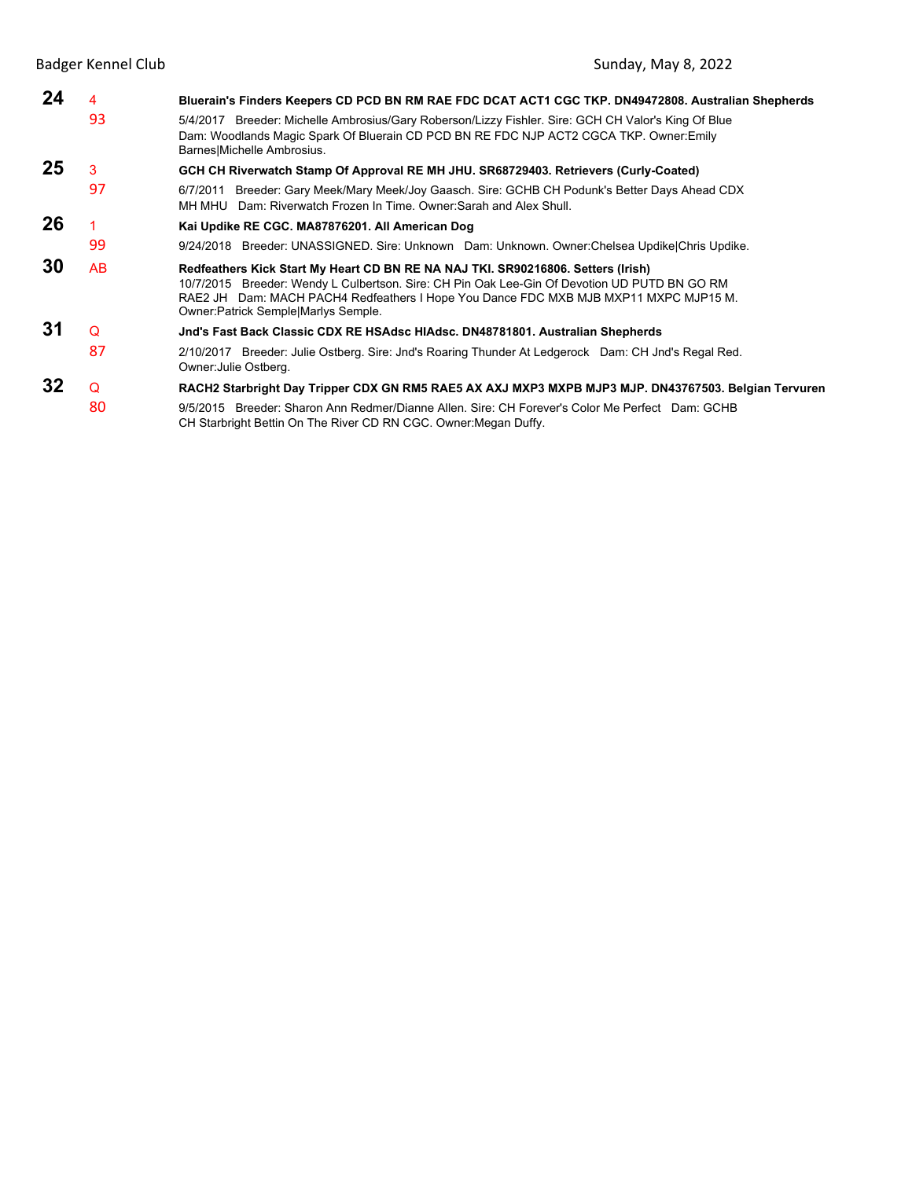**24** 4 **Bluerain's Finders Keepers CD PCD BN RM RAE FDC DCAT ACT1 CGC TKP. DN49472808. Australian Shepherds**

93 5/4/2017 Breeder: Michelle Ambrosius/Gary Roberson/Lizzy Fishler. Sire: GCH CH Valor's King Of Blue Dam: Woodlands Magic Spark Of Bluerain CD PCD BN RE FDC NJP ACT2 CGCA TKP. Owner:Emily Barnes|Michelle Ambrosius.

**25** 3 **GCH CH Riverwatch Stamp Of Approval RE MH JHU. SR68729403. Retrievers (Curly-Coated)**

97 6/7/2011 Breeder: Gary Meek/Mary Meek/Joy Gaasch. Sire: GCHB CH Podunk's Better Days Ahead CDX MH MHU Dam: Riverwatch Frozen In Time. Owner:Sarah and Alex Shull.

**26** 1 **Kai Updike RE CGC. MA87876201. All American Dog**

99 9/24/2018 Breeder: UNASSIGNED. Sire: Unknown Dam: Unknown. Owner:Chelsea Updike|Chris Updike.

**30** AB **Redfeathers Kick Start My Heart CD BN RE NA NAJ TKI. SR90216806. Setters (Irish)**

10/7/2015 Breeder: Wendy L Culbertson. Sire: CH Pin Oak Lee-Gin Of Devotion UD PUTD BN GO RM RAE2 JH Dam: MACH PACH4 Redfeathers I Hope You Dance FDC MXB MJB MXP11 MXPC MJP15 M. Owner:Patrick Semple|Marlys Semple.

**31** Q **Jnd's Fast Back Classic CDX RE HSAdsc HIAdsc. DN48781801. Australian Shepherds**

87 2/10/2017 Breeder: Julie Ostberg. Sire: Jnd's Roaring Thunder At Ledgerock Dam: CH Jnd's Regal Red. Owner:Julie Ostberg.

**32** Q **RACH2 Starbright Day Tripper CDX GN RM5 RAE5 AX AXJ MXP3 MXPB MJP3 MJP. DN43767503. Belgian Tervuren**

80 9/5/2015 Breeder: Sharon Ann Redmer/Dianne Allen. Sire: CH Forever's Color Me Perfect Dam: GCHB CH Starbright Bettin On The River CD RN CGC. Owner:Megan Duffy.